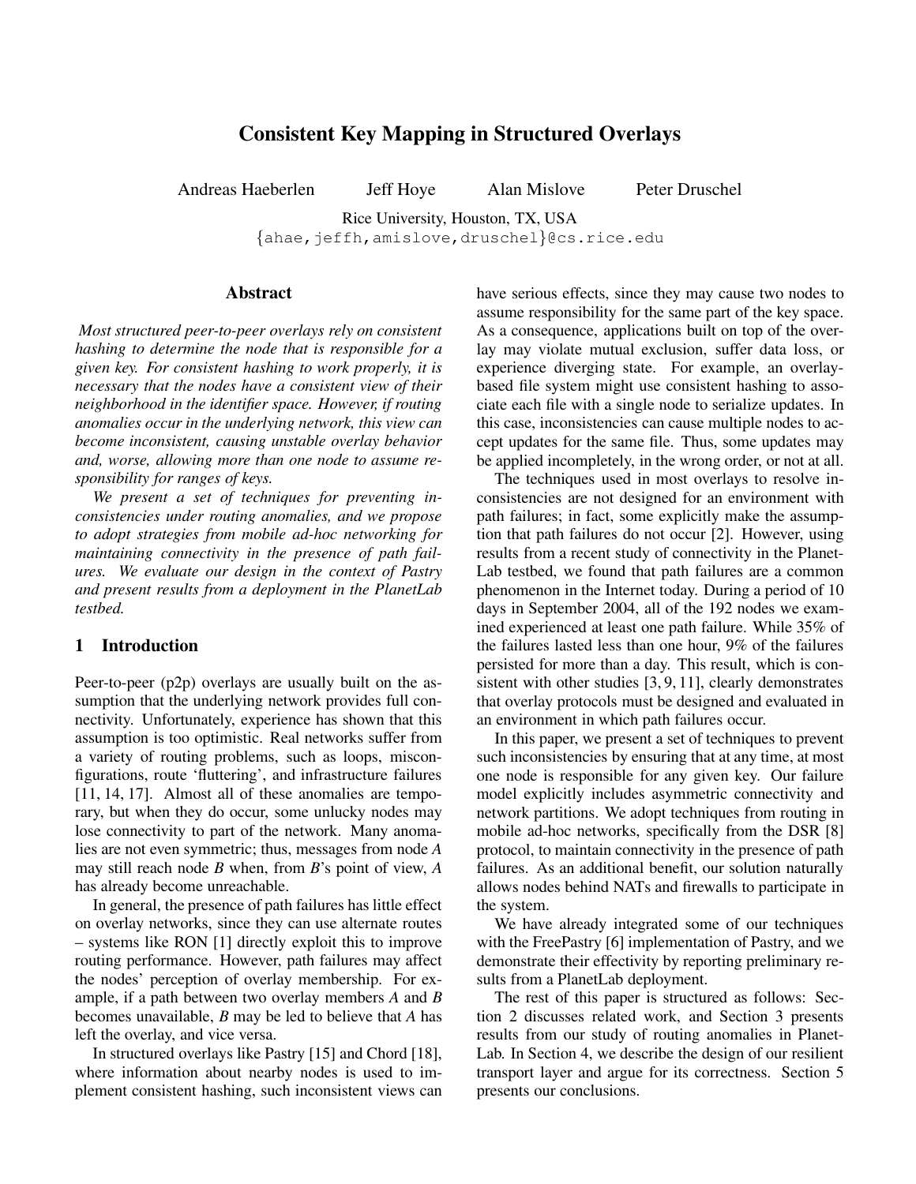# Consistent Key Mapping in Structured Overlays

Andreas Haeberlen Jeff Hoye Alan Mislove Peter Druschel

Rice University, Houston, TX, USA
{ahae,jeffh,amislove,druschel}@cs.rice.edu

## Abstract

*Most structured peer-to-peer overlays rely on consistent hashing to determine the node that is responsible for a given key. For consistent hashing to work properly, it is necessary that the nodes have a consistent view of their neighborhood in the identifier space. However, if routing anomalies occur in the underlying network, this view can become inconsistent, causing unstable overlay behavior and, worse, allowing more than one node to assume responsibility for ranges of keys.*

*We present a set of techniques for preventing inconsistencies under routing anomalies, and we propose to adopt strategies from mobile ad-hoc networking for maintaining connectivity in the presence of path failures. We evaluate our design in the context of Pastry and present results from a deployment in the PlanetLab testbed.*

## 1 Introduction

Peer-to-peer (p2p) overlays are usually built on the assumption that the underlying network provides full connectivity. Unfortunately, experience has shown that this assumption is too optimistic. Real networks suffer from a variety of routing problems, such as loops, misconfigurations, route 'fluttering', and infrastructure failures [11, 14, 17]. Almost all of these anomalies are temporary, but when they do occur, some unlucky nodes may lose connectivity to part of the network. Many anomalies are not even symmetric; thus, messages from node *A* may still reach node *B* when, from *B*'s point of view, *A* has already become unreachable.

In general, the presence of path failures has little effect on overlay networks, since they can use alternate routes – systems like RON [1] directly exploit this to improve routing performance. However, path failures may affect the nodes' perception of overlay membership. For example, if a path between two overlay members *A* and *B* becomes unavailable, *B* may be led to believe that *A* has left the overlay, and vice versa.

In structured overlays like Pastry [15] and Chord [18], where information about nearby nodes is used to implement consistent hashing, such inconsistent views can have serious effects, since they may cause two nodes to assume responsibility for the same part of the key space. As a consequence, applications built on top of the overlay may violate mutual exclusion, suffer data loss, or experience diverging state. For example, an overlay-based file system might use consistent hashing to associate each file with a single node to serialize updates. In this case, inconsistencies can cause multiple nodes to accept updates for the same file. Thus, some updates may be applied incompletely, in the wrong order, or not at all.

The techniques used in most overlays to resolve inconsistencies are not designed for an environment with path failures; in fact, some explicitly make the assumption that path failures do not occur [2]. However, using results from a recent study of connectivity in the PlanetLab testbed, we found that path failures are a common phenomenon in the Internet today. During a period of 10 days in September 2004, all of the 192 nodes we examined experienced at least one path failure. While 35% of the failures lasted less than one hour, 9% of the failures persisted for more than a day. This result, which is consistent with other studies [3, 9, 11], clearly demonstrates that overlay protocols must be designed and evaluated in an environment in which path failures occur.

In this paper, we present a set of techniques to prevent such inconsistencies by ensuring that at any time, at most one node is responsible for any given key. Our failure model explicitly includes asymmetric connectivity and network partitions. We adopt techniques from routing in mobile ad-hoc networks, specifically from the DSR [8] protocol, to maintain connectivity in the presence of path failures. As an additional benefit, our solution naturally allows nodes behind NATs and firewalls to participate in the system.

We have already integrated some of our techniques with the FreePastry [6] implementation of Pastry, and we demonstrate their effectivity by reporting preliminary results from a PlanetLab deployment.

The rest of this paper is structured as follows: Section 2 discusses related work, and Section 3 presents results from our study of routing anomalies in PlanetLab. In Section 4, we describe the design of our resilient transport layer and argue for its correctness. Section 5 presents our conclusions.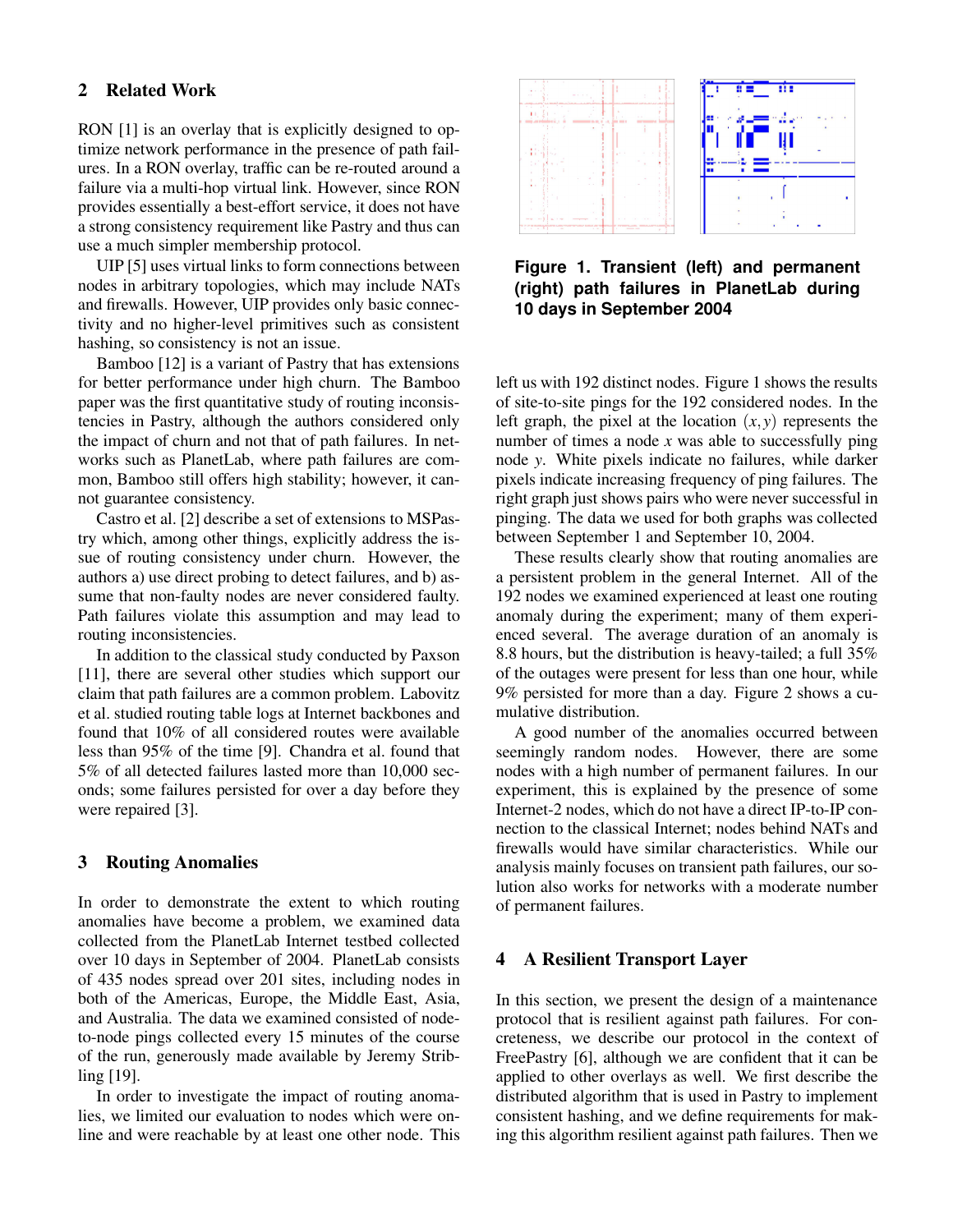## 2 Related Work

RON [1] is an overlay that is explicitly designed to optimize network performance in the presence of path failures. In a RON overlay, traffic can be re-routed around a failure via a multi-hop virtual link. However, since RON provides essentially a best-effort service, it does not have a strong consistency requirement like Pastry and thus can use a much simpler membership protocol.

UIP [5] uses virtual links to form connections between nodes in arbitrary topologies, which may include NATs and firewalls. However, UIP provides only basic connectivity and no higher-level primitives such as consistent hashing, so consistency is not an issue.

Bamboo [12] is a variant of Pastry that has extensions for better performance under high churn. The Bamboo paper was the first quantitative study of routing inconsistencies in Pastry, although the authors considered only the impact of churn and not that of path failures. In networks such as PlanetLab, where path failures are common, Bamboo still offers high stability; however, it cannot guarantee consistency.

Castro et al. [2] describe a set of extensions to MSPastry which, among other things, explicitly address the issue of routing consistency under churn. However, the authors a) use direct probing to detect failures, and b) assume that non-faulty nodes are never considered faulty. Path failures violate this assumption and may lead to routing inconsistencies.

In addition to the classical study conducted by Paxson [11], there are several other studies which support our claim that path failures are a common problem. Labovitz et al. studied routing table logs at Internet backbones and found that 10% of all considered routes were available less than 95% of the time [9]. Chandra et al. found that 5% of all detected failures lasted more than 10,000 seconds; some failures persisted for over a day before they were repaired [3].

## 3 Routing Anomalies

In order to demonstrate the extent to which routing anomalies have become a problem, we examined data collected from the PlanetLab Internet testbed collected over 10 days in September of 2004. PlanetLab consists of 435 nodes spread over 201 sites, including nodes in both of the Americas, Europe, the Middle East, Asia, and Australia. The data we examined consisted of node-to-node pings collected every 15 minutes of the course of the run, generously made available by Jeremy Stribling [19].

In order to investigate the impact of routing anomalies, we limited our evaluation to nodes which were online and were reachable by at least one other node. This left us with 192 distinct nodes. Figure 1 shows the results of site-to-site pings for the 192 considered nodes. In the left graph, the pixel at the location $(x, y)$ represents the number of times a node $x$ was able to successfully ping node $y$. White pixels indicate no failures, while darker pixels indicate increasing frequency of ping failures. The right graph just shows pairs who were never successful in pinging. The data we used for both graphs was collected between September 1 and September 10, 2004.

**Figure 1. Transient (left) and permanent (right) path failures in PlanetLab during 10 days in September 2004**

These results clearly show that routing anomalies are a persistent problem in the general Internet. All of the 192 nodes we examined experienced at least one routing anomaly during the experiment; many of them experienced several. The average duration of an anomaly is 8.8 hours, but the distribution is heavy-tailed; a full 35% of the outages were present for less than one hour, while 9% persisted for more than a day. Figure 2 shows a cumulative distribution.

A good number of the anomalies occurred between seemingly random nodes. However, there are some nodes with a high number of permanent failures. In our experiment, this is explained by the presence of some Internet-2 nodes, which do not have a direct IP-to-IP connection to the classical Internet; nodes behind NATs and firewalls would have similar characteristics. While our analysis mainly focuses on transient path failures, our solution also works for networks with a moderate number of permanent failures.

## 4 A Resilient Transport Layer

In this section, we present the design of a maintenance protocol that is resilient against path failures. For concreteness, we describe our protocol in the context of FreePastry [6], although we are confident that it can be applied to other overlays as well. We first describe the distributed algorithm that is used in Pastry to implement consistent hashing, and we define requirements for making this algorithm resilient against path failures. Then we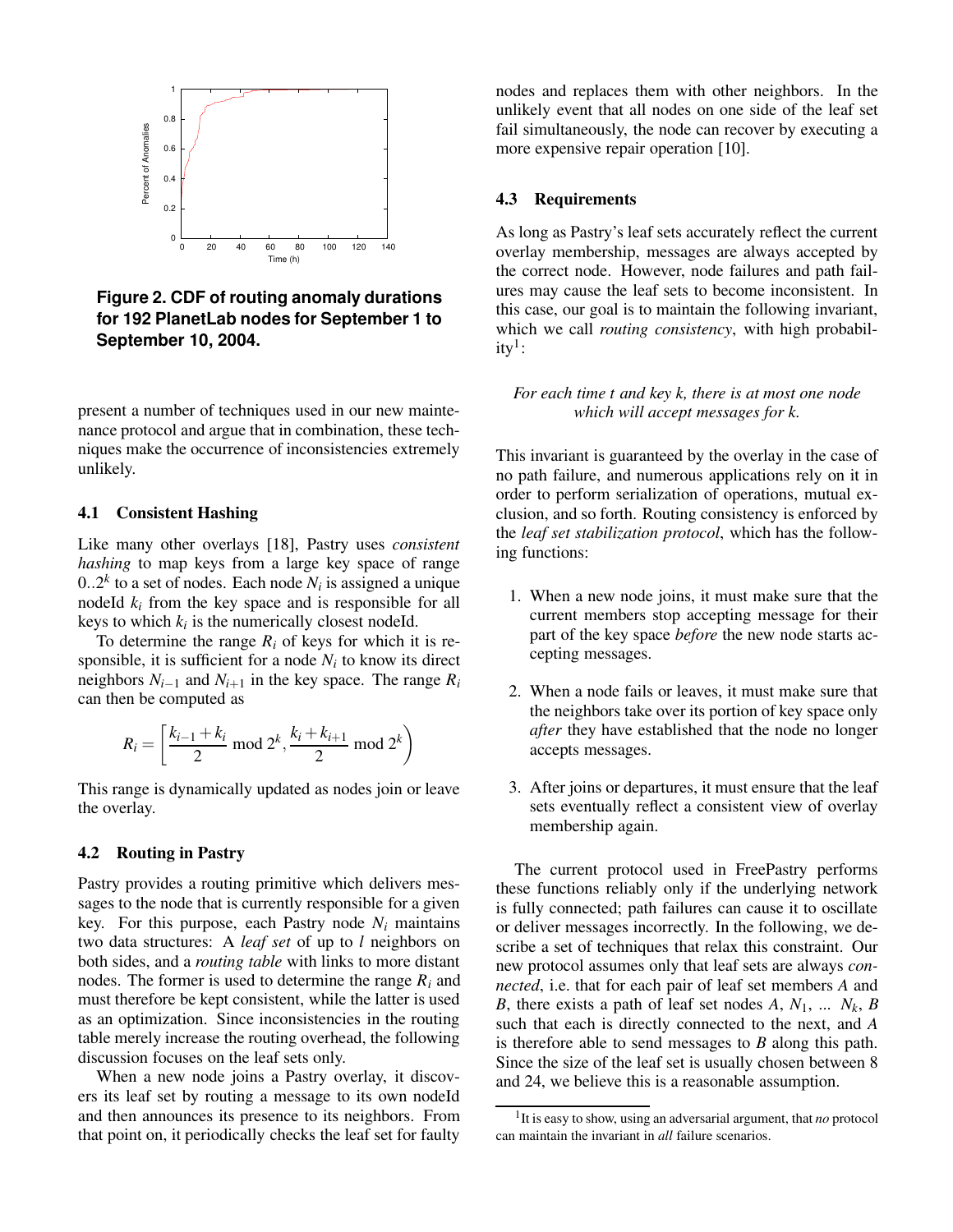**Figure 2. CDF of routing anomaly durations for 192 PlanetLab nodes for September 1 to September 10, 2004.**

present a number of techniques used in our new maintenance protocol and argue that in combination, these techniques make the occurrence of inconsistencies extremely unlikely.

### 4.1 Consistent Hashing

Like many other overlays [18], Pastry uses *consistent hashing* to map keys from a large key space of range $0..2^k$ to a set of nodes. Each node $N_i$ is assigned a unique nodeId $k_i$ from the key space and is responsible for all keys to which $k_i$ is the numerically closest nodeId.

To determine the range $R_i$ of keys for which it is responsible, it is sufficient for a node $N_i$ to know its direct neighbors $N_{i-1}$ and $N_{i+1}$ in the key space. The range $R_i$ can then be computed as

$$R_i = \left[ \frac{k_{i-1} + k_i}{2} \bmod 2^k, \frac{k_i + k_{i+1}}{2} \bmod 2^k \right)$$

This range is dynamically updated as nodes join or leave the overlay.

### 4.2 Routing in Pastry

Pastry provides a routing primitive which delivers messages to the node that is currently responsible for a given key. For this purpose, each Pastry node $N_i$ maintains two data structures: A *leaf set* of up to $l$ neighbors on both sides, and a *routing table* with links to more distant nodes. The former is used to determine the range $R_i$ and must therefore be kept consistent, while the latter is used as an optimization. Since inconsistencies in the routing table merely increase the routing overhead, the following discussion focuses on the leaf sets only.

When a new node joins a Pastry overlay, it discovers its leaf set by routing a message to its own nodeId and then announces its presence to its neighbors. From that point on, it periodically checks the leaf set for faulty nodes and replaces them with other neighbors. In the unlikely event that all nodes on one side of the leaf set fail simultaneously, the node can recover by executing a more expensive repair operation [10].

### 4.3 Requirements

As long as Pastry's leaf sets accurately reflect the current overlay membership, messages are always accepted by the correct node. However, node failures and path failures may cause the leaf sets to become inconsistent. In this case, our goal is to maintain the following invariant, which we call *routing consistency*, with high probability[1]:

*For each time t and key k, there is at most one node which will accept messages for k.*

This invariant is guaranteed by the overlay in the case of no path failure, and numerous applications rely on it in order to perform serialization of operations, mutual exclusion, and so forth. Routing consistency is enforced by the *leaf set stabilization protocol*, which has the following functions:

1. When a new node joins, it must make sure that the current members stop accepting message for their part of the key space *before* the new node starts accepting messages.

2. When a node fails or leaves, it must make sure that the neighbors take over its portion of key space only *after* they have established that the node no longer accepts messages.

3. After joins or departures, it must ensure that the leaf sets eventually reflect a consistent view of overlay membership again.

The current protocol used in FreePastry performs these functions reliably only if the underlying network is fully connected; path failures can cause it to oscillate or deliver messages incorrectly. In the following, we describe a set of techniques that relax this constraint. Our new protocol assumes only that leaf sets are always *connected*, i.e. that for each pair of leaf set members $A$ and $B$, there exists a path of leaf set nodes $A$, $N_1$, ... $N_k$, $B$ such that each is directly connected to the next, and $A$ is therefore able to send messages to $B$ along this path. Since the size of the leaf set is usually chosen between 8 and 24, we believe this is a reasonable assumption.

[1] It is easy to show, using an adversarial argument, that *no* protocol can maintain the invariant in *all* failure scenarios.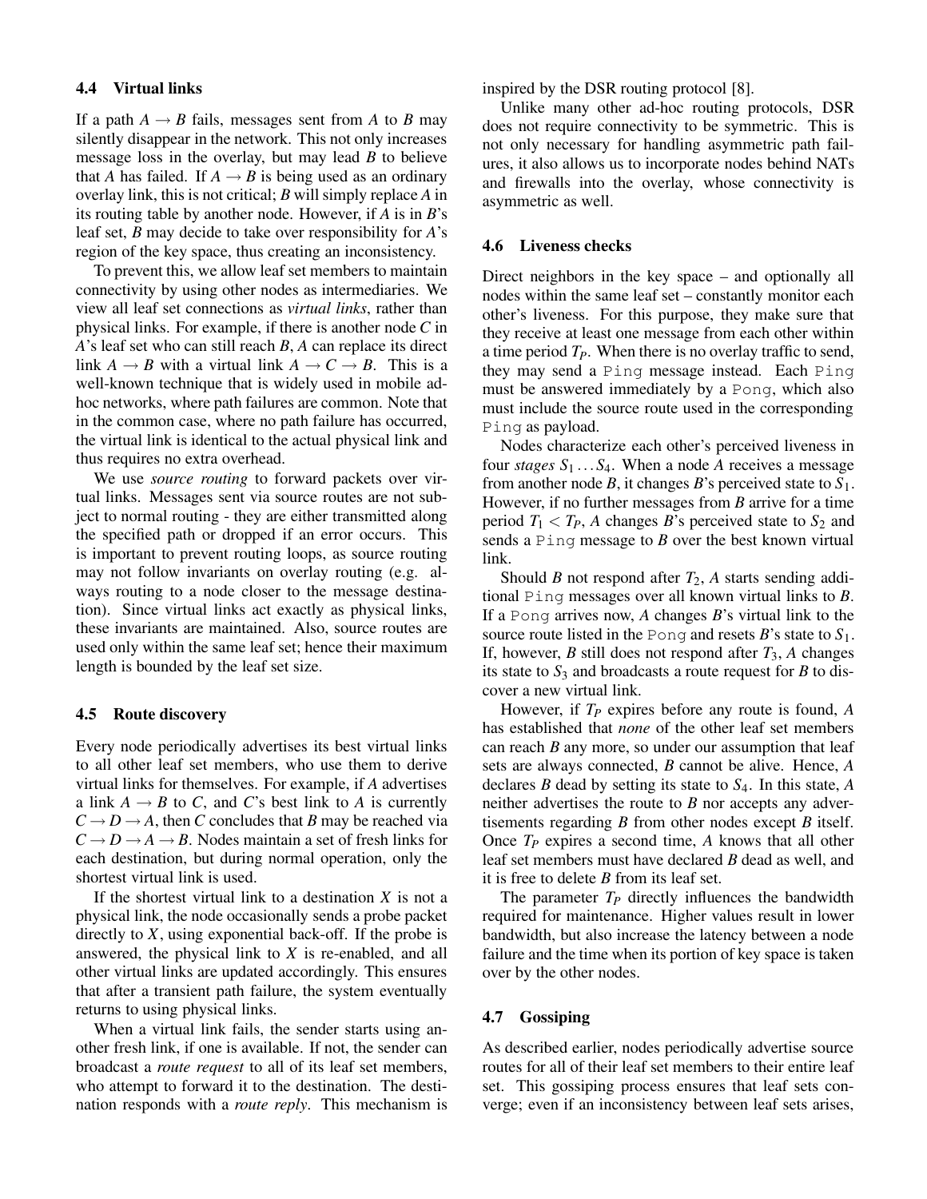### 4.4 Virtual links

If a path $A \rightarrow B$ fails, messages sent from $A$ to $B$ may silently disappear in the network. This not only increases message loss in the overlay, but may lead $B$ to believe that $A$ has failed. If $A \rightarrow B$ is being used as an ordinary overlay link, this is not critical; $B$ will simply replace $A$ in its routing table by another node. However, if $A$ is in $B$'s leaf set, $B$ may decide to take over responsibility for $A$'s region of the key space, thus creating an inconsistency.

To prevent this, we allow leaf set members to maintain connectivity by using other nodes as intermediaries. We view all leaf set connections as *virtual links*, rather than physical links. For example, if there is another node $C$ in $A$'s leaf set who can still reach $B$, $A$ can replace its direct link $A \rightarrow B$ with a virtual link $A \rightarrow C \rightarrow B$. This is a well-known technique that is widely used in mobile ad-hoc networks, where path failures are common. Note that in the common case, where no path failure has occurred, the virtual link is identical to the actual physical link and thus requires no extra overhead.

We use *source routing* to forward packets over virtual links. Messages sent via source routes are not subject to normal routing - they are either transmitted along the specified path or dropped if an error occurs. This is important to prevent routing loops, as source routing may not follow invariants on overlay routing (e.g. always routing to a node closer to the message destination). Since virtual links act exactly as physical links, these invariants are maintained. Also, source routes are used only within the same leaf set; hence their maximum length is bounded by the leaf set size.

### 4.5 Route discovery

Every node periodically advertises its best virtual links to all other leaf set members, who use them to derive virtual links for themselves. For example, if $A$ advertises a link $A \rightarrow B$ to $C$, and $C$'s best link to $A$ is currently $C \rightarrow D \rightarrow A$, then $C$ concludes that $B$ may be reached via $C \rightarrow D \rightarrow A \rightarrow B$. Nodes maintain a set of fresh links for each destination, but during normal operation, only the shortest virtual link is used.

If the shortest virtual link to a destination $X$ is not a physical link, the node occasionally sends a probe packet directly to $X$, using exponential back-off. If the probe is answered, the physical link to $X$ is re-enabled, and all other virtual links are updated accordingly. This ensures that after a transient path failure, the system eventually returns to using physical links.

When a virtual link fails, the sender starts using another fresh link, if one is available. If not, the sender can broadcast a *route request* to all of its leaf set members, who attempt to forward it to the destination. The destination responds with a *route reply*. This mechanism is inspired by the DSR routing protocol [8].

Unlike many other ad-hoc routing protocols, DSR does not require connectivity to be symmetric. This is not only necessary for handling asymmetric path failures, it also allows us to incorporate nodes behind NATs and firewalls into the overlay, whose connectivity is asymmetric as well.

### 4.6 Liveness checks

Direct neighbors in the key space – and optionally all nodes within the same leaf set – constantly monitor each other's liveness. For this purpose, they make sure that they receive at least one message from each other within a time period $T_P$. When there is no overlay traffic to send, they may send a `Ping` message instead. Each `Ping` must be answered immediately by a `Pong`, which also must include the source route used in the corresponding `Ping` as payload.

Nodes characterize each other's perceived liveness in four *stages* $S_1 \ldots S_4$. When a node $A$ receives a message from another node $B$, it changes $B$'s perceived state to $S_1$. However, if no further messages from $B$ arrive for a time period $T_1 < T_P$, $A$ changes $B$'s perceived state to $S_2$ and sends a `Ping` message to $B$ over the best known virtual link.

Should $B$ not respond after $T_2$, $A$ starts sending additional `Ping` messages over all known virtual links to $B$. If a `Pong` arrives now, $A$ changes $B$'s virtual link to the source route listed in the `Pong` and resets $B$'s state to $S_1$. If, however, $B$ still does not respond after $T_3$, $A$ changes its state to $S_3$ and broadcasts a route request for $B$ to discover a new virtual link.

However, if $T_P$ expires before any route is found, $A$ has established that *none* of the other leaf set members can reach $B$ any more, so under our assumption that leaf sets are always connected, $B$ cannot be alive. Hence, $A$ declares $B$ dead by setting its state to $S_4$. In this state, $A$ neither advertises the route to $B$ nor accepts any advertisements regarding $B$ from other nodes except $B$ itself. Once $T_P$ expires a second time, $A$ knows that all other leaf set members must have declared $B$ dead as well, and it is free to delete $B$ from its leaf set.

The parameter $T_P$ directly influences the bandwidth required for maintenance. Higher values result in lower bandwidth, but also increase the latency between a node failure and the time when its portion of key space is taken over by the other nodes.

### 4.7 Gossiping

As described earlier, nodes periodically advertise source routes for all of their leaf set members to their entire leaf set. This gossiping process ensures that leaf sets converge; even if an inconsistency between leaf sets arises,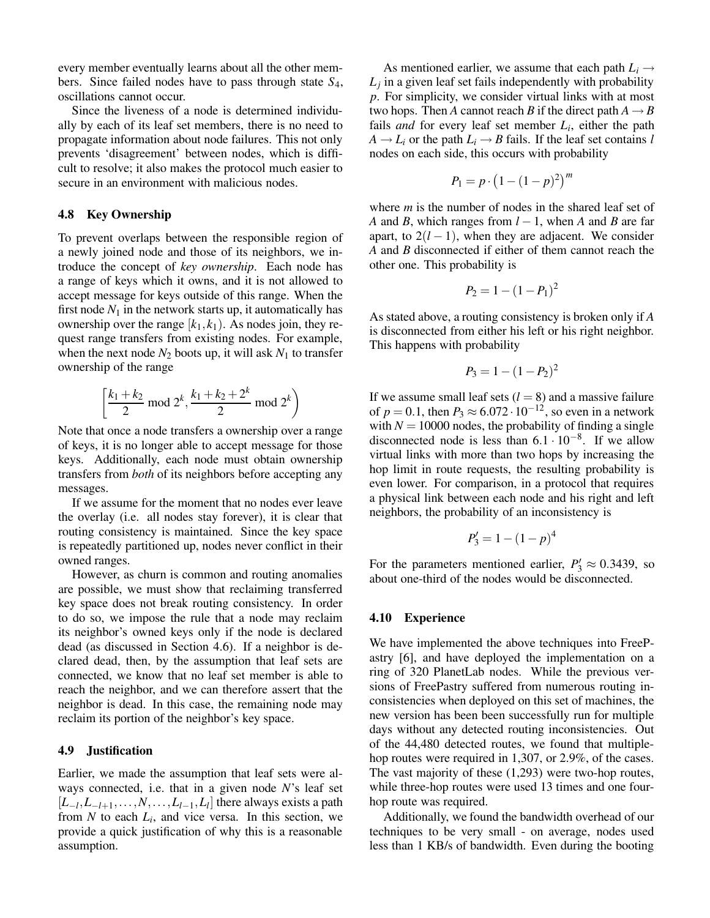every member eventually learns about all the other members. Since failed nodes have to pass through state $S_4$, oscillations cannot occur.

Since the liveness of a node is determined individually by each of its leaf set members, there is no need to propagate information about node failures. This not only prevents 'disagreement' between nodes, which is difficult to resolve; it also makes the protocol much easier to secure in an environment with malicious nodes.

### 4.8 Key Ownership

To prevent overlaps between the responsible region of a newly joined node and those of its neighbors, we introduce the concept of *key ownership*. Each node has a range of keys which it owns, and it is not allowed to accept message for keys outside of this range. When the first node $N_1$ in the network starts up, it automatically has ownership over the range $[k_1, k_1)$. As nodes join, they request range transfers from existing nodes. For example, when the next node $N_2$ boots up, it will ask $N_1$ to transfer ownership of the range

$$\left[\frac{k_1+k_2}{2} \bmod 2^k, \frac{k_1+k_2+2^k}{2} \bmod 2^k\right)$$

Note that once a node transfers a ownership over a range of keys, it is no longer able to accept message for those keys. Additionally, each node must obtain ownership transfers from *both* of its neighbors before accepting any messages.

If we assume for the moment that no nodes ever leave the overlay (i.e. all nodes stay forever), it is clear that routing consistency is maintained. Since the key space is repeatedly partitioned up, nodes never conflict in their owned ranges.

However, as churn is common and routing anomalies are possible, we must show that reclaiming transferred key space does not break routing consistency. In order to do so, we impose the rule that a node may reclaim its neighbor's owned keys only if the node is declared dead (as discussed in Section 4.6). If a neighbor is declared dead, then, by the assumption that leaf sets are connected, we know that no leaf set member is able to reach the neighbor, and we can therefore assert that the neighbor is dead. In this case, the remaining node may reclaim its portion of the neighbor's key space.

### 4.9 Justification

Earlier, we made the assumption that leaf sets were always connected, i.e. that in a given node $N$'s leaf set $[L_{-l}, L_{-l+1}, \ldots, N, \ldots, L_{l-1}, L_l]$ there always exists a path from $N$ to each $L_i$, and vice versa. In this section, we provide a quick justification of why this is a reasonable assumption.

As mentioned earlier, we assume that each path $L_i \rightarrow L_j$ in a given leaf set fails independently with probability $p$. For simplicity, we consider virtual links with at most two hops. Then $A$ cannot reach $B$ if the direct path $A \rightarrow B$ fails *and* for every leaf set member $L_i$, either the path $A \rightarrow L_i$ or the path $L_i \rightarrow B$ fails. If the leaf set contains $l$ nodes on each side, this occurs with probability

$$P_1 = p \cdot \left(1 - (1-p)^2\right)^m$$

where $m$ is the number of nodes in the shared leaf set of $A$ and $B$, which ranges from $l-1$, when $A$ and $B$ are far apart, to $2(l-1)$, when they are adjacent. We consider $A$ and $B$ disconnected if either of them cannot reach the other one. This probability is

$$P_2 = 1 - (1-P_1)^2$$

As stated above, a routing consistency is broken only if $A$ is disconnected from either his left or his right neighbor. This happens with probability

$$P_3 = 1 - (1-P_2)^2$$

If we assume small leaf sets ($l = 8$) and a massive failure of $p = 0.1$, then $P_3 \approx 6.072 \cdot 10^{-12}$, so even in a network with $N = 10000$ nodes, the probability of finding a single disconnected node is less than $6.1 \cdot 10^{-8}$. If we allow virtual links with more than two hops by increasing the hop limit in route requests, the resulting probability is even lower. For comparison, in a protocol that requires a physical link between each node and his right and left neighbors, the probability of an inconsistency is

$$P_3' = 1 - (1-p)^4$$

For the parameters mentioned earlier, $P_3' \approx 0.3439$, so about one-third of the nodes would be disconnected.

### 4.10 Experience

We have implemented the above techniques into FreePastry [6], and have deployed the implementation on a ring of 320 PlanetLab nodes. While the previous versions of FreePastry suffered from numerous routing inconsistencies when deployed on this set of machines, the new version has been been successfully run for multiple days without any detected routing inconsistencies. Out of the 44,480 detected routes, we found that multiple-hop routes were required in 1,307, or 2.9%, of the cases. The vast majority of these (1,293) were two-hop routes, while three-hop routes were used 13 times and one four-hop route was required.

Additionally, we found the bandwidth overhead of our techniques to be very small - on average, nodes used less than 1 KB/s of bandwidth. Even during the booting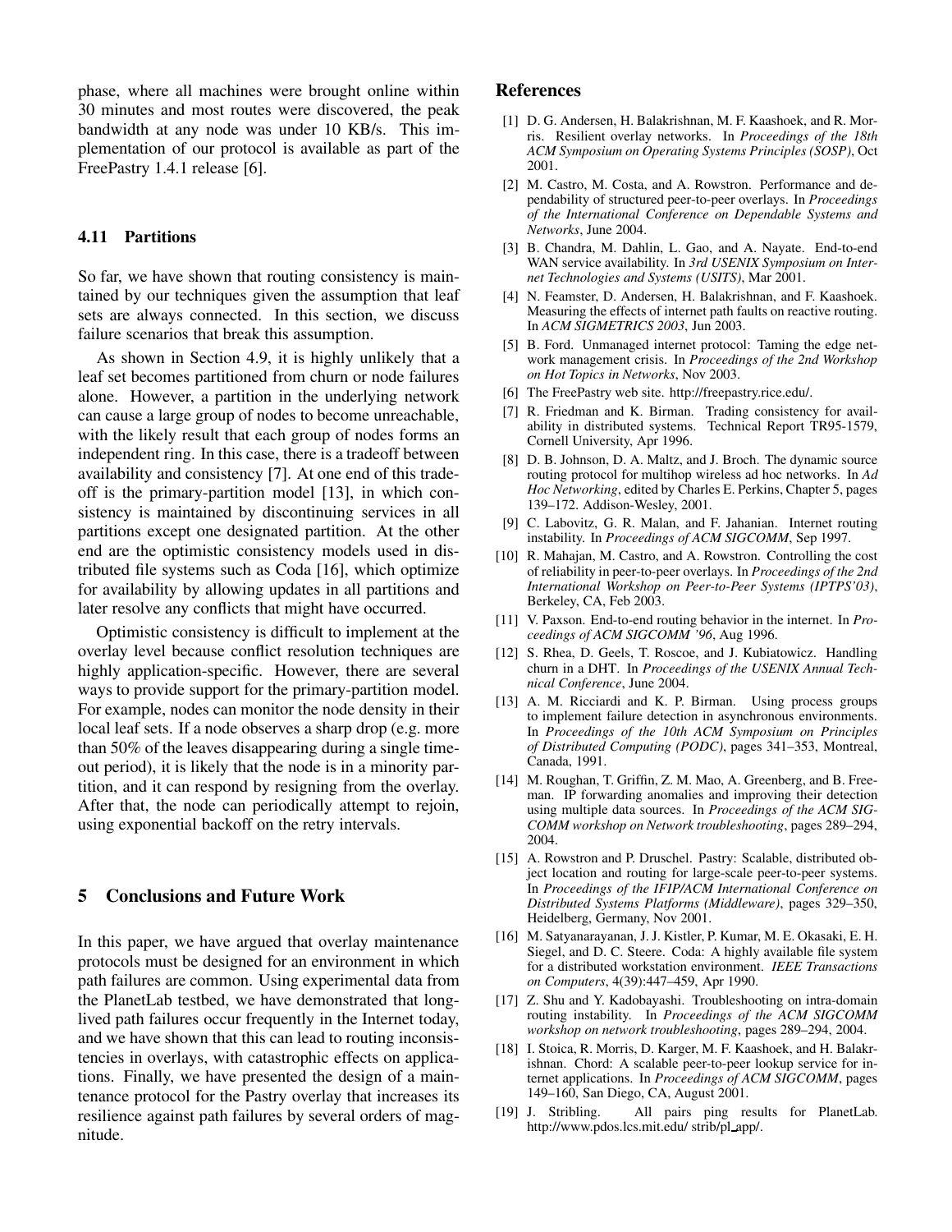phase, where all machines were brought online within 30 minutes and most routes were discovered, the peak bandwidth at any node was under 10 KB/s. This implementation of our protocol is available as part of the FreePastry 1.4.1 release [6].

### 4.11 Partitions

So far, we have shown that routing consistency is maintained by our techniques given the assumption that leaf sets are always connected. In this section, we discuss failure scenarios that break this assumption.

As shown in Section 4.9, it is highly unlikely that a leaf set becomes partitioned from churn or node failures alone. However, a partition in the underlying network can cause a large group of nodes to become unreachable, with the likely result that each group of nodes forms an independent ring. In this case, there is a tradeoff between availability and consistency [7]. At one end of this tradeoff is the primary-partition model [13], in which consistency is maintained by discontinuing services in all partitions except one designated partition. At the other end are the optimistic consistency models used in distributed file systems such as Coda [16], which optimize for availability by allowing updates in all partitions and later resolve any conflicts that might have occurred.

Optimistic consistency is difficult to implement at the overlay level because conflict resolution techniques are highly application-specific. However, there are several ways to provide support for the primary-partition model. For example, nodes can monitor the node density in their local leaf sets. If a node observes a sharp drop (e.g. more than 50% of the leaves disappearing during a single timeout period), it is likely that the node is in a minority partition, and it can respond by resigning from the overlay. After that, the node can periodically attempt to rejoin, using exponential backoff on the retry intervals.

## 5 Conclusions and Future Work

In this paper, we have argued that overlay maintenance protocols must be designed for an environment in which path failures are common. Using experimental data from the PlanetLab testbed, we have demonstrated that long-lived path failures occur frequently in the Internet today, and we have shown that this can lead to routing inconsistencies in overlays, with catastrophic effects on applications. Finally, we have presented the design of a maintenance protocol for the Pastry overlay that increases its resilience against path failures by several orders of magnitude.

## References

[1] D. G. Andersen, H. Balakrishnan, M. F. Kaashoek, and R. Morris. Resilient overlay networks. In *Proceedings of the 18th ACM Symposium on Operating Systems Principles (SOSP)*, Oct 2001.

[2] M. Castro, M. Costa, and A. Rowstron. Performance and dependability of structured peer-to-peer overlays. In *Proceedings of the International Conference on Dependable Systems and Networks*, June 2004.

[3] B. Chandra, M. Dahlin, L. Gao, and A. Nayate. End-to-end WAN service availability. In *3rd USENIX Symposium on Internet Technologies and Systems (USITS)*, Mar 2001.

[4] N. Feamster, D. Andersen, H. Balakrishnan, and F. Kaashoek. Measuring the effects of internet path faults on reactive routing. In *ACM SIGMETRICS 2003*, Jun 2003.

[5] B. Ford. Unmanaged internet protocol: Taming the edge network management crisis. In *Proceedings of the 2nd Workshop on Hot Topics in Networks*, Nov 2003.

[6] The FreePastry web site. http://freepastry.rice.edu/.

[7] R. Friedman and K. Birman. Trading consistency for availability in distributed systems. Technical Report TR95-1579, Cornell University, Apr 1996.

[8] D. B. Johnson, D. A. Maltz, and J. Broch. The dynamic source routing protocol for multihop wireless ad hoc networks. In *Ad Hoc Networking*, edited by Charles E. Perkins, Chapter 5, pages 139–172. Addison-Wesley, 2001.

[9] C. Labovitz, G. R. Malan, and F. Jahanian. Internet routing instability. In *Proceedings of ACM SIGCOMM*, Sep 1997.

[10] R. Mahajan, M. Castro, and A. Rowstron. Controlling the cost of reliability in peer-to-peer overlays. In *Proceedings of the 2nd International Workshop on Peer-to-Peer Systems (IPTPS'03)*, Berkeley, CA, Feb 2003.

[11] V. Paxson. End-to-end routing behavior in the internet. In *Proceedings of ACM SIGCOMM '96*, Aug 1996.

[12] S. Rhea, D. Geels, T. Roscoe, and J. Kubiatowicz. Handling churn in a DHT. In *Proceedings of the USENIX Annual Technical Conference*, June 2004.

[13] A. M. Ricciardi and K. P. Birman. Using process groups to implement failure detection in asynchronous environments. In *Proceedings of the 10th ACM Symposium on Principles of Distributed Computing (PODC)*, pages 341–353, Montreal, Canada, 1991.

[14] M. Roughan, T. Griffin, Z. M. Mao, A. Greenberg, and B. Freeman. IP forwarding anomalies and improving their detection using multiple data sources. In *Proceedings of the ACM SIGCOMM workshop on Network troubleshooting*, pages 289–294, 2004.

[15] A. Rowstron and P. Druschel. Pastry: Scalable, distributed object location and routing for large-scale peer-to-peer systems. In *Proceedings of the IFIP/ACM International Conference on Distributed Systems Platforms (Middleware)*, pages 329–350, Heidelberg, Germany, Nov 2001.

[16] M. Satyanarayanan, J. J. Kistler, P. Kumar, M. E. Okasaki, E. H. Siegel, and D. C. Steere. Coda: A highly available file system for a distributed workstation environment. *IEEE Transactions on Computers*, 4(39):447–459, Apr 1990.

[17] Z. Shu and Y. Kadobayashi. Troubleshooting on intra-domain routing instability. In *Proceedings of the ACM SIGCOMM workshop on network troubleshooting*, pages 289–294, 2004.

[18] I. Stoica, R. Morris, D. Karger, M. F. Kaashoek, and H. Balakrishnan. Chord: A scalable peer-to-peer lookup service for internet applications. In *Proceedings of ACM SIGCOMM*, pages 149–160, San Diego, CA, August 2001.

[19] J. Stribling. All pairs ping results for PlanetLab. http://www.pdos.lcs.mit.edu/ strib/pl_app/.